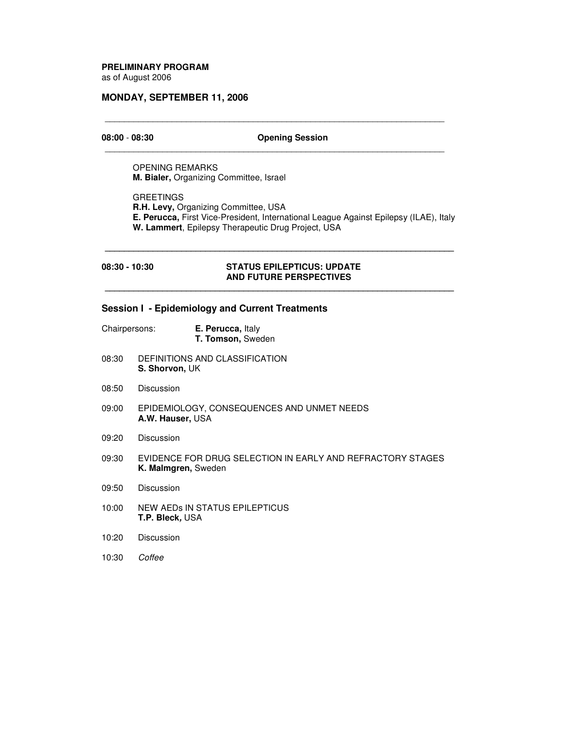**PRELIMINARY PROGRAM**
as of August 2006

## MONDAY, SEPTEMBER 11, 2006

---

**08:00 - 08:30** **Opening Session**

---

OPENING REMARKS
**M. Bialer,** Organizing Committee, Israel

GREETINGS
**R.H. Levy,** Organizing Committee, USA
**E. Perucca,** First Vice-President, International League Against Epilepsy (ILAE), Italy
**W. Lammert**, Epilepsy Therapeutic Drug Project, USA

---

**08:30 - 10:30** **STATUS EPILEPTICUS: UPDATE AND FUTURE PERSPECTIVES**

---

### Session I - Epidemiology and Current Treatments

Chairpersons: **E. Perucca,** Italy
**T. Tomson,** Sweden

08:30 DEFINITIONS AND CLASSIFICATION
**S. Shorvon,** UK

08:50 Discussion

09:00 EPIDEMIOLOGY, CONSEQUENCES AND UNMET NEEDS
**A.W. Hauser,** USA

09:20 Discussion

09:30 EVIDENCE FOR DRUG SELECTION IN EARLY AND REFRACTORY STAGES
**K. Malmgren,** Sweden

09:50 Discussion

10:00 NEW AEDs IN STATUS EPILEPTICUS
**T.P. Bleck,** USA

10:20 Discussion

10:30 *Coffee*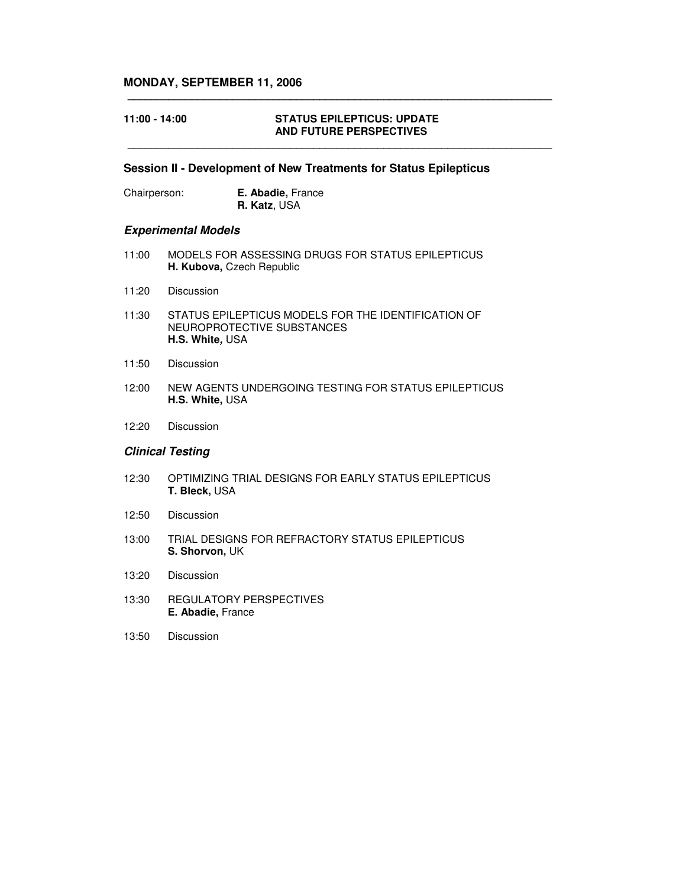**MONDAY, SEPTEMBER 11, 2006**

---

**11:00 - 14:00** **STATUS EPILEPTICUS: UPDATE AND FUTURE PERSPECTIVES**

---

## Session II - Development of New Treatments for Status Epilepticus

Chairperson: **E. Abadie,** France
**R. Katz**, USA

### *Experimental Models*

11:00 MODELS FOR ASSESSING DRUGS FOR STATUS EPILEPTICUS
**H. Kubova,** Czech Republic

11:20 Discussion

11:30 STATUS EPILEPTICUS MODELS FOR THE IDENTIFICATION OF NEUROPROTECTIVE SUBSTANCES
**H.S. White***,* USA

11:50 Discussion

12:00 NEW AGENTS UNDERGOING TESTING FOR STATUS EPILEPTICUS
**H.S. White,** USA

12:20 Discussion

### *Clinical Testing*

12:30 OPTIMIZING TRIAL DESIGNS FOR EARLY STATUS EPILEPTICUS
**T. Bleck,** USA

12:50 Discussion

13:00 TRIAL DESIGNS FOR REFRACTORY STATUS EPILEPTICUS
**S. Shorvon,** UK

13:20 Discussion

13:30 REGULATORY PERSPECTIVES
**E. Abadie,** France

13:50 Discussion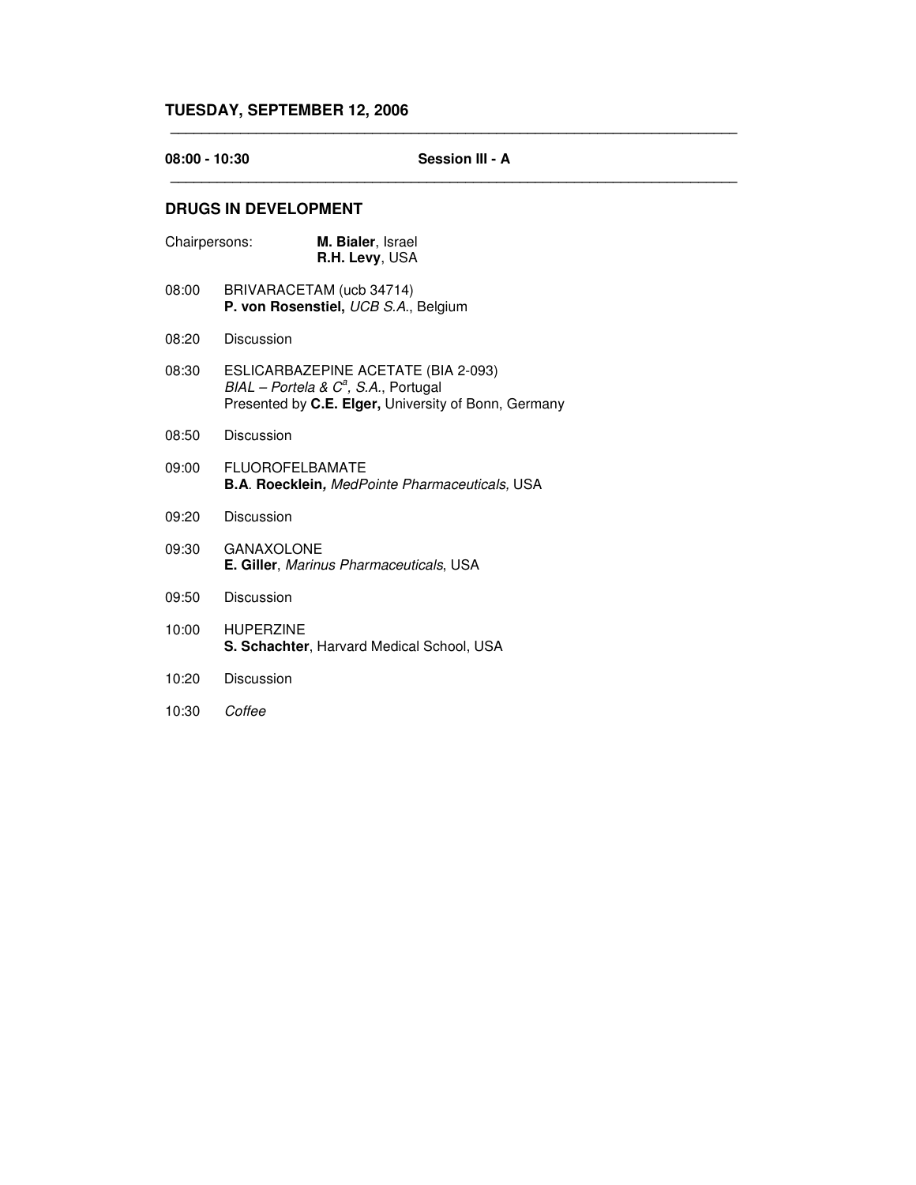## TUESDAY, SEPTEMBER 12, 2006

---

**08:00 - 10:30** **Session III - A**

---

### DRUGS IN DEVELOPMENT

Chairpersons: **M. Bialer**, Israel
**R.H. Levy**, USA

08:00 BRIVARACETAM (ucb 34714)
**P. von Rosenstiel,** *UCB S.A.*, Belgium

08:20 Discussion

08:30 ESLICARBAZEPINE ACETATE (BIA 2-093)
*BIAL – Portela & C[a], S.A.*, Portugal
Presented by **C.E. Elger,** University of Bonn, Germany

08:50 Discussion

09:00 FLUOROFELBAMATE
**B.A. Roecklein,** *MedPointe Pharmaceuticals,* USA

09:20 Discussion

09:30 GANAXOLONE
**E. Giller**, *Marinus Pharmaceuticals*, USA

09:50 Discussion

10:00 HUPERZINE
**S. Schachter**, Harvard Medical School, USA

10:20 Discussion

10:30 *Coffee*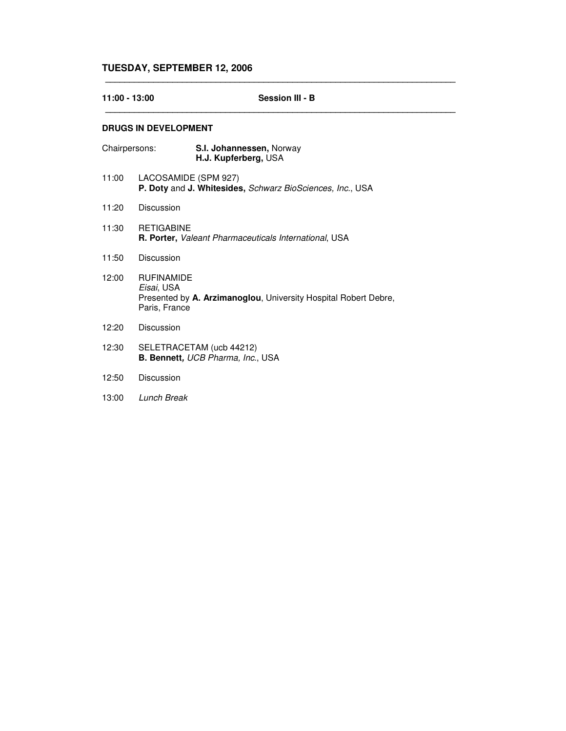## TUESDAY, SEPTEMBER 12, 2006

---

**11:00 - 13:00** **Session III - B**

---

### DRUGS IN DEVELOPMENT

Chairpersons: **S.I. Johannessen,** Norway
**H.J. Kupferberg,** USA

11:00 LACOSAMIDE (SPM 927)
**P. Doty** and **J. Whitesides,** *Schwarz BioSciences, Inc.*, USA

11:20 Discussion

11:30 RETIGABINE
**R. Porter,** *Valeant Pharmaceuticals International*, USA

11:50 Discussion

12:00 RUFINAMIDE
*Eisai*, USA
Presented by **A. Arzimanoglou**, University Hospital Robert Debre, Paris, France

12:20 Discussion

12:30 SELETRACETAM (ucb 44212)
**B. Bennett,** *UCB Pharma, Inc.*, USA

12:50 Discussion

13:00 *Lunch Break*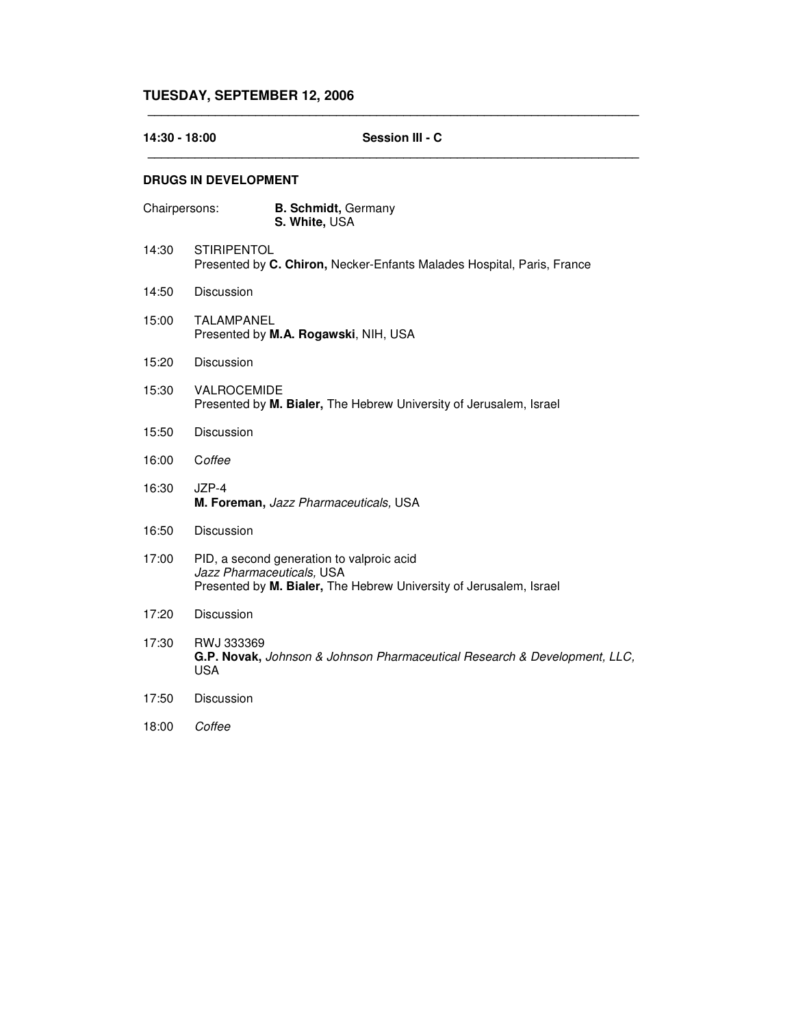## TUESDAY, SEPTEMBER 12, 2006

---

**14:30 - 18:00** **Session III - C**

---

### DRUGS IN DEVELOPMENT

Chairpersons: **B. Schmidt,** Germany
**S. White,** USA

14:30 STIRIPENTOL
Presented by **C. Chiron,** Necker-Enfants Malades Hospital, Paris, France

14:50 Discussion

15:00 TALAMPANEL
Presented by **M.A. Rogawski**, NIH, USA

15:20 Discussion

15:30 VALROCEMIDE
Presented by **M. Bialer,** The Hebrew University of Jerusalem, Israel

15:50 Discussion

16:00 C*offee*

16:30 JZP-4
**M. Foreman,** *Jazz Pharmaceuticals,* USA

16:50 Discussion

17:00 PID, a second generation to valproic acid
*Jazz Pharmaceuticals,* USA
Presented by **M. Bialer,** The Hebrew University of Jerusalem, Israel

17:20 Discussion

17:30 RWJ 333369
**G.P. Novak,** *Johnson & Johnson Pharmaceutical Research & Development, LLC,* USA

17:50 Discussion

18:00 *Coffee*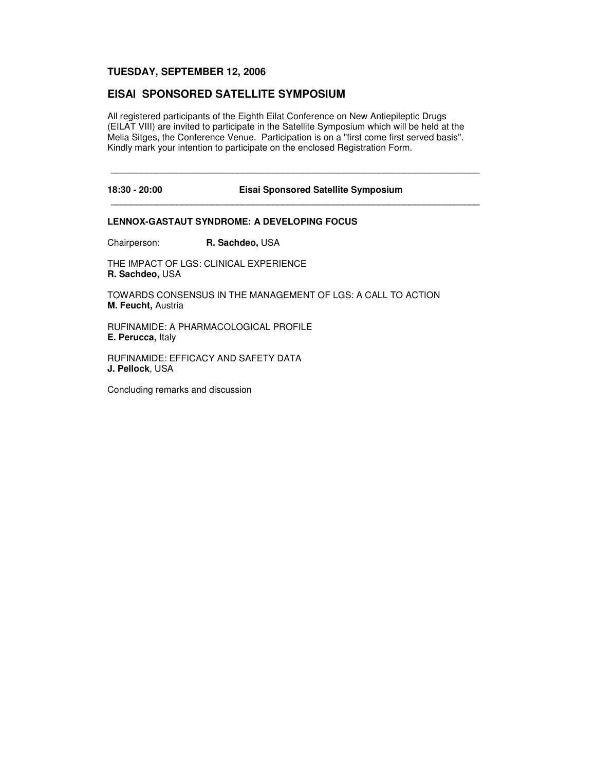## TUESDAY, SEPTEMBER 12, 2006

## EISAI SPONSORED SATELLITE SYMPOSIUM

All registered participants of the Eighth Eilat Conference on New Antiepileptic Drugs (EILAT VIII) are invited to participate in the Satellite Symposium which will be held at the Melia Sitges, the Conference Venue. Participation is on a "first come first served basis". Kindly mark your intention to participate on the enclosed Registration Form.

---

**18:30 - 20:00** **Eisai Sponsored Satellite Symposium**

---

**LENNOX-GASTAUT SYNDROME: A DEVELOPING FOCUS**

Chairperson: **R. Sachdeo,** USA

THE IMPACT OF LGS: CLINICAL EXPERIENCE
**R. Sachdeo,** USA

TOWARDS CONSENSUS IN THE MANAGEMENT OF LGS: A CALL TO ACTION
**M. Feucht,** Austria

RUFINAMIDE: A PHARMACOLOGICAL PROFILE
**E. Perucca,** Italy

RUFINAMIDE: EFFICACY AND SAFETY DATA
**J. Pellock**, USA

Concluding remarks and discussion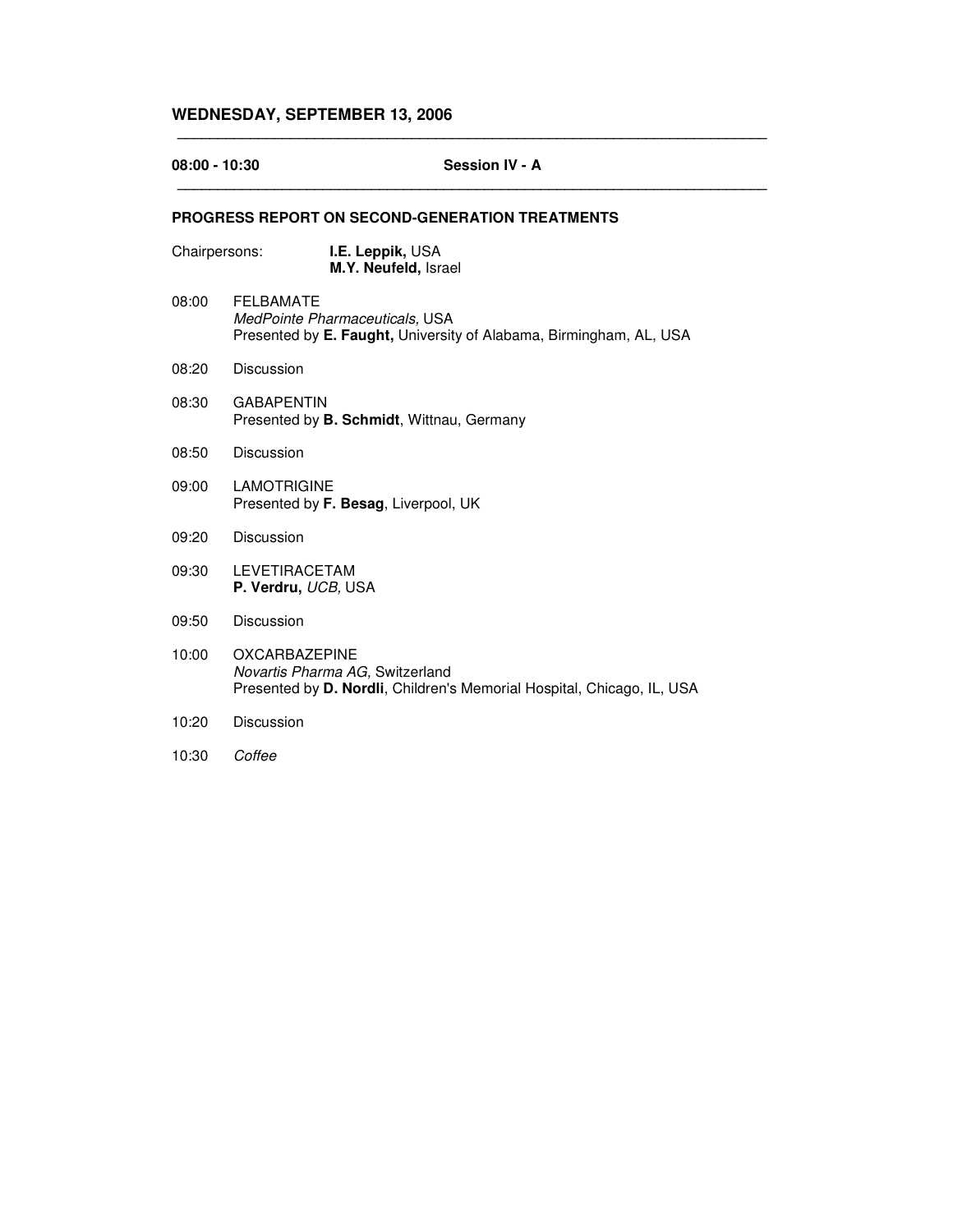## WEDNESDAY, SEPTEMBER 13, 2006

**08:00 - 10:30** **Session IV - A**

### PROGRESS REPORT ON SECOND-GENERATION TREATMENTS

Chairpersons: **I.E. Leppik,** USA
**M.Y. Neufeld,** Israel

08:00 FELBAMATE
*MedPointe Pharmaceuticals,* USA
Presented by **E. Faught,** University of Alabama, Birmingham, AL, USA

08:20 Discussion

08:30 GABAPENTIN
Presented by **B. Schmidt**, Wittnau, Germany

08:50 Discussion

09:00 LAMOTRIGINE
Presented by **F. Besag**, Liverpool, UK

09:20 Discussion

09:30 LEVETIRACETAM
**P. Verdru,** *UCB,* USA

09:50 Discussion

10:00 OXCARBAZEPINE
*Novartis Pharma AG,* Switzerland
Presented by **D. Nordli**, Children's Memorial Hospital, Chicago, IL, USA

10:20 Discussion

10:30 *Coffee*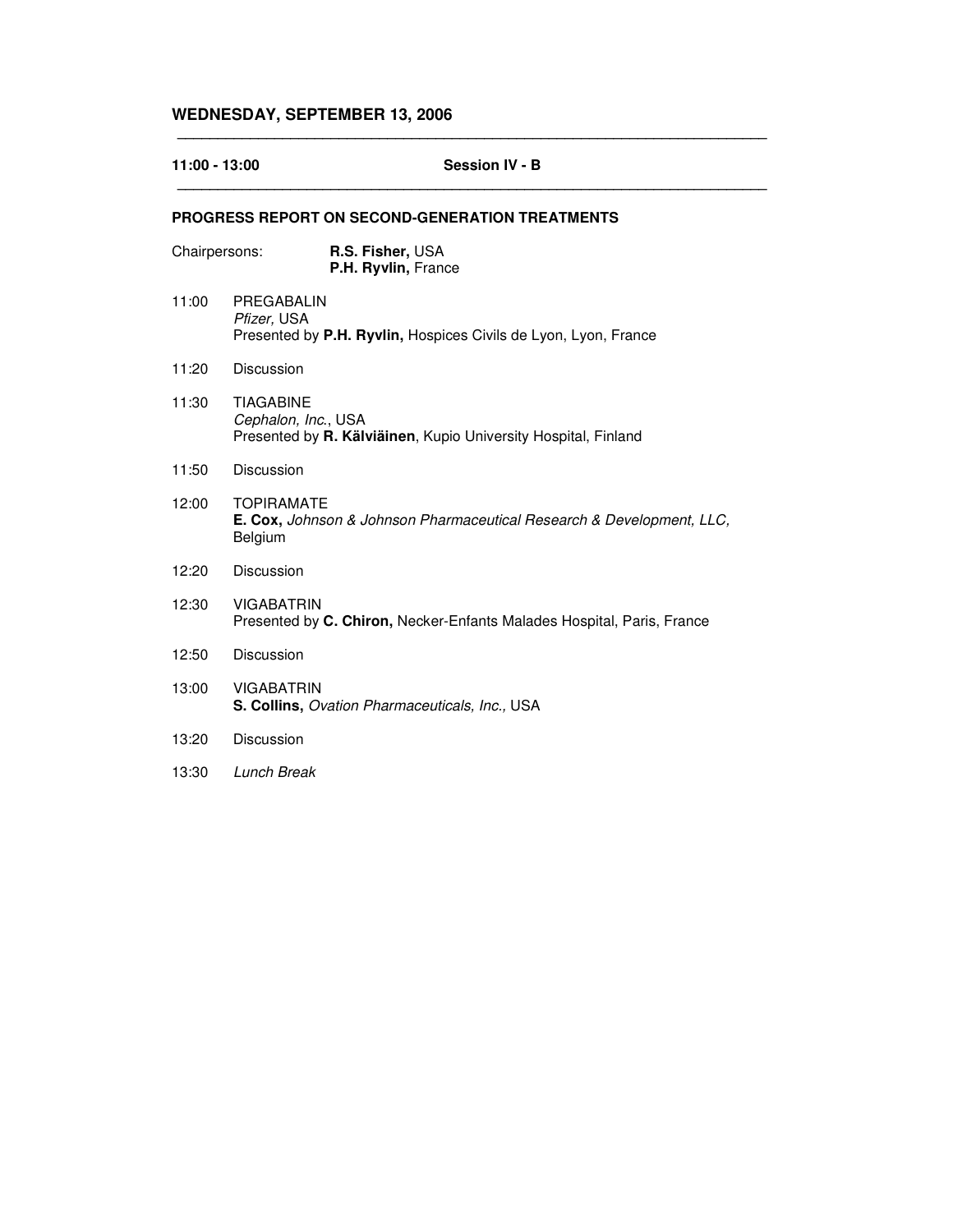## WEDNESDAY, SEPTEMBER 13, 2006

**11:00 - 13:00** **Session IV - B**

### PROGRESS REPORT ON SECOND-GENERATION TREATMENTS

Chairpersons: **R.S. Fisher,** USA
**P.H. Ryvlin,** France

11:00 PREGABALIN
*Pfizer,* USA
Presented by **P.H. Ryvlin,** Hospices Civils de Lyon, Lyon, France

11:20 Discussion

11:30 TIAGABINE
*Cephalon, Inc.*, USA
Presented by **R. Kälviäinen**, Kupio University Hospital, Finland

11:50 Discussion

12:00 TOPIRAMATE
**E. Cox,** *Johnson & Johnson Pharmaceutical Research & Development, LLC,* Belgium

12:20 Discussion

12:30 VIGABATRIN
Presented by **C. Chiron,** Necker-Enfants Malades Hospital, Paris, France

12:50 Discussion

13:00 VIGABATRIN
**S. Collins,** *Ovation Pharmaceuticals, Inc.,* USA

13:20 Discussion

13:30 *Lunch Break*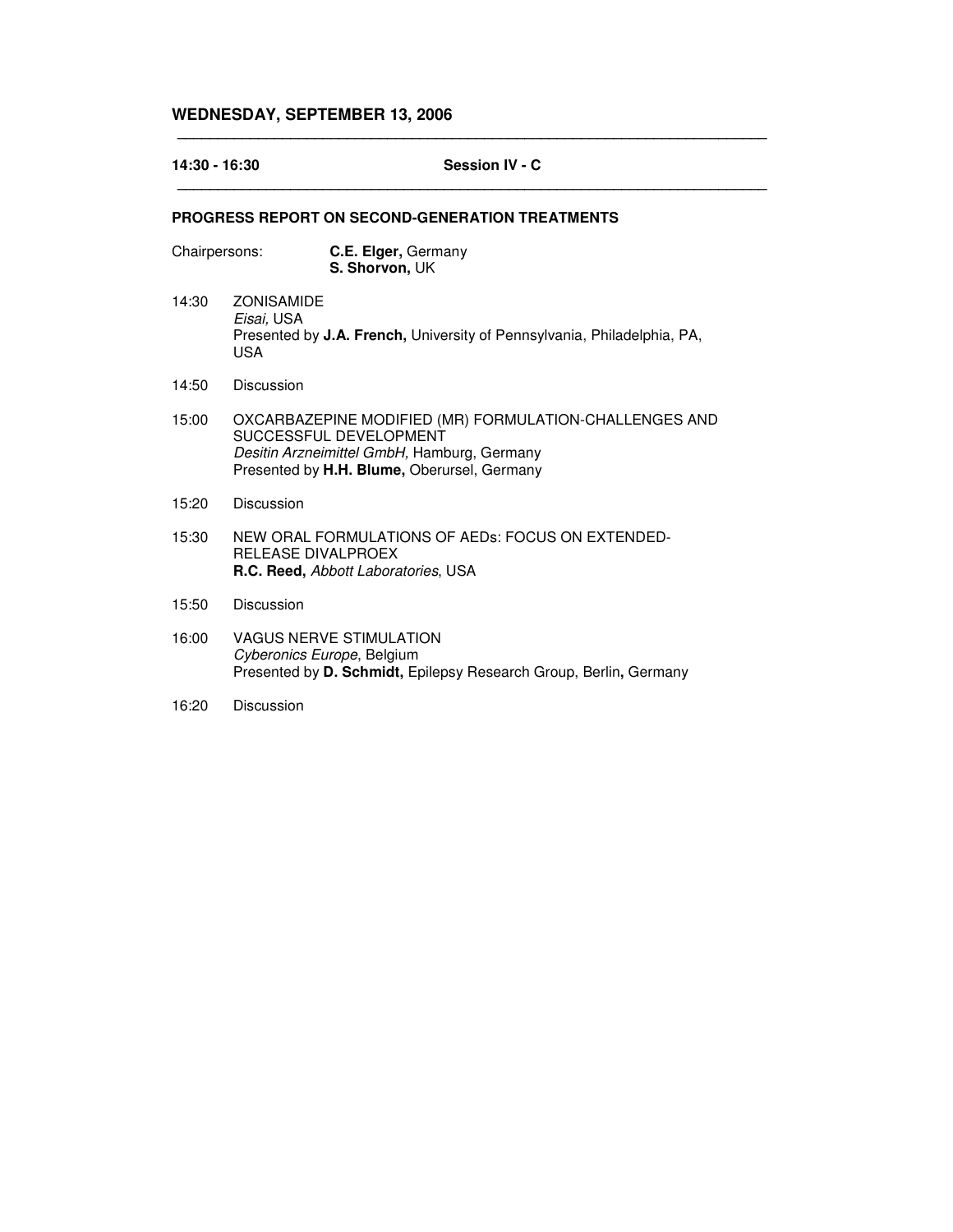## WEDNESDAY, SEPTEMBER 13, 2006

---

**14:30 - 16:30** **Session IV - C**

---

### PROGRESS REPORT ON SECOND-GENERATION TREATMENTS

Chairpersons: **C.E. Elger,** Germany
**S. Shorvon,** UK

14:30 ZONISAMIDE
*Eisai,* USA
Presented by **J.A. French,** University of Pennsylvania, Philadelphia, PA, USA

14:50 Discussion

15:00 OXCARBAZEPINE MODIFIED (MR) FORMULATION-CHALLENGES AND SUCCESSFUL DEVELOPMENT
*Desitin Arzneimittel GmbH,* Hamburg, Germany
Presented by **H.H. Blume,** Oberursel, Germany

15:20 Discussion

15:30 NEW ORAL FORMULATIONS OF AEDs: FOCUS ON EXTENDED-RELEASE DIVALPROEX
**R.C. Reed,** *Abbott Laboratories*, USA

15:50 Discussion

16:00 VAGUS NERVE STIMULATION
*Cyberonics Europe*, Belgium
Presented by **D. Schmidt,** Epilepsy Research Group, Berlin**,** Germany

16:20 Discussion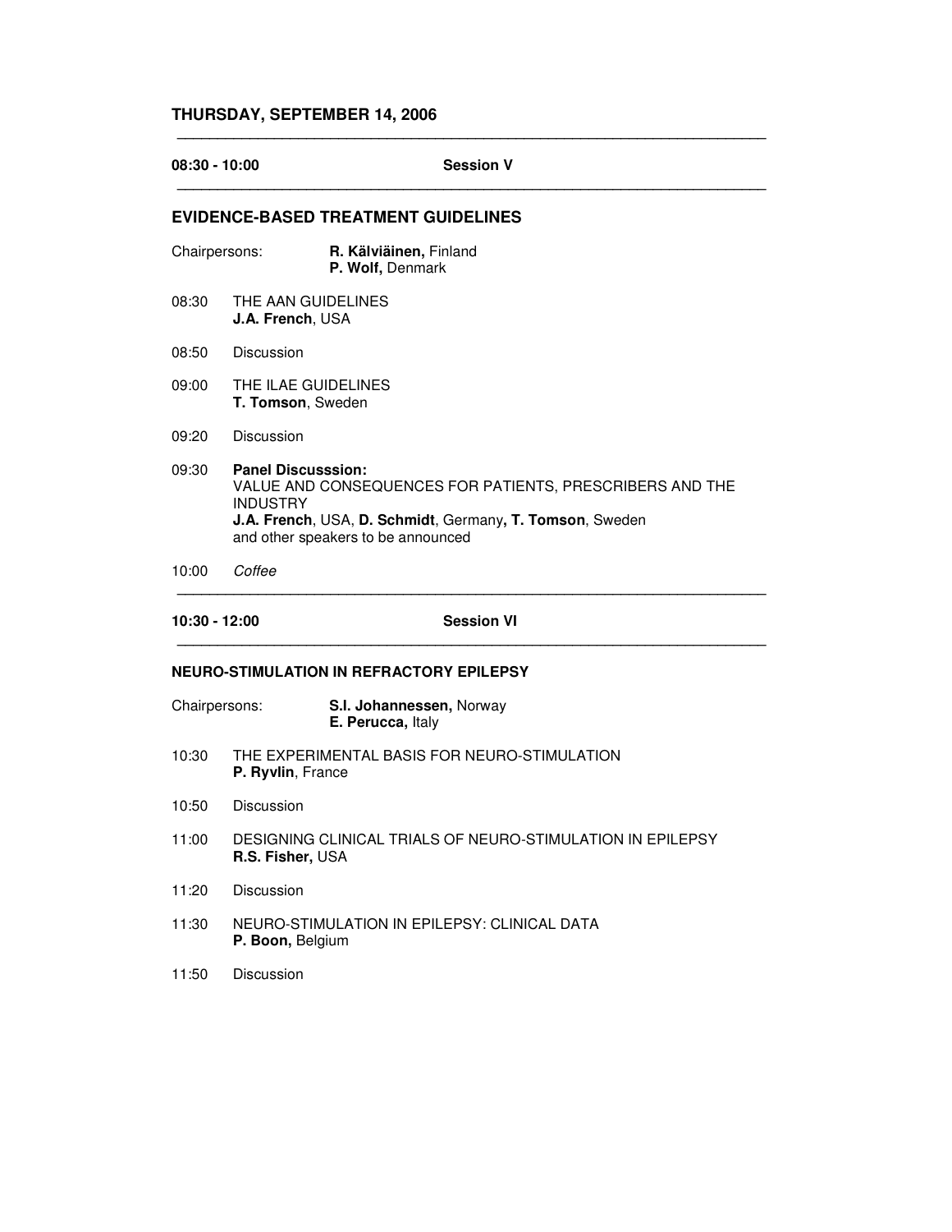**THURSDAY, SEPTEMBER 14, 2006**

---

**08:30 - 10:00** **Session V**

---

## EVIDENCE-BASED TREATMENT GUIDELINES

Chairpersons: **R. Kälviäinen,** Finland
**P. Wolf,** Denmark

08:30 THE AAN GUIDELINES
**J.A. French**, USA

08:50 Discussion

09:00 THE ILAE GUIDELINES
**T. Tomson**, Sweden

09:20 Discussion

09:30 **Panel Discusssion:**
VALUE AND CONSEQUENCES FOR PATIENTS, PRESCRIBERS AND THE INDUSTRY
**J.A. French**, USA, **D. Schmidt**, Germany**, T. Tomson**, Sweden
and other speakers to be announced

10:00 *Coffee*

---

**10:30 - 12:00** **Session VI**

---

### NEURO-STIMULATION IN REFRACTORY EPILEPSY

Chairpersons: **S.I. Johannessen,** Norway
**E. Perucca,** Italy

10:30 THE EXPERIMENTAL BASIS FOR NEURO-STIMULATION
**P. Ryvlin**, France

10:50 Discussion

11:00 DESIGNING CLINICAL TRIALS OF NEURO-STIMULATION IN EPILEPSY
**R.S. Fisher,** USA

11:20 Discussion

11:30 NEURO-STIMULATION IN EPILEPSY: CLINICAL DATA
**P. Boon,** Belgium

11:50 Discussion